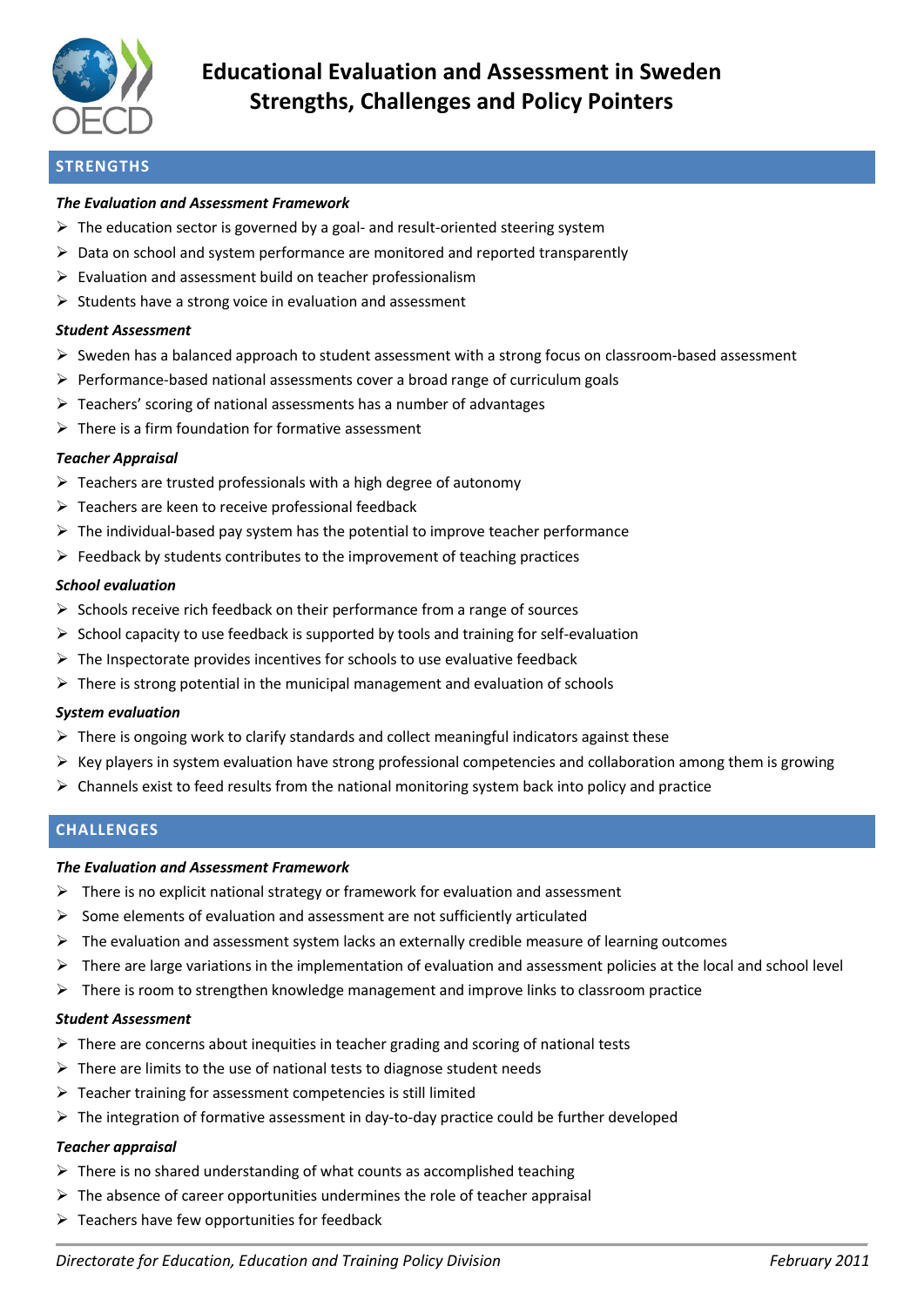# Educational Evaluation and Assessment in Sweden
# Strengths, Challenges and Policy Pointers

## STRENGTHS

***The Evaluation and Assessment Framework***

- The education sector is governed by a goal- and result-oriented steering system
- Data on school and system performance are monitored and reported transparently
- Evaluation and assessment build on teacher professionalism
- Students have a strong voice in evaluation and assessment

***Student Assessment***

- Sweden has a balanced approach to student assessment with a strong focus on classroom-based assessment
- Performance-based national assessments cover a broad range of curriculum goals
- Teachers' scoring of national assessments has a number of advantages
- There is a firm foundation for formative assessment

***Teacher Appraisal***

- Teachers are trusted professionals with a high degree of autonomy
- Teachers are keen to receive professional feedback
- The individual-based pay system has the potential to improve teacher performance
- Feedback by students contributes to the improvement of teaching practices

***School evaluation***

- Schools receive rich feedback on their performance from a range of sources
- School capacity to use feedback is supported by tools and training for self-evaluation
- The Inspectorate provides incentives for schools to use evaluative feedback
- There is strong potential in the municipal management and evaluation of schools

***System evaluation***

- There is ongoing work to clarify standards and collect meaningful indicators against these
- Key players in system evaluation have strong professional competencies and collaboration among them is growing
- Channels exist to feed results from the national monitoring system back into policy and practice

## CHALLENGES

***The Evaluation and Assessment Framework***

- There is no explicit national strategy or framework for evaluation and assessment
- Some elements of evaluation and assessment are not sufficiently articulated
- The evaluation and assessment system lacks an externally credible measure of learning outcomes
- There are large variations in the implementation of evaluation and assessment policies at the local and school level
- There is room to strengthen knowledge management and improve links to classroom practice

***Student Assessment***

- There are concerns about inequities in teacher grading and scoring of national tests
- There are limits to the use of national tests to diagnose student needs
- Teacher training for assessment competencies is still limited
- The integration of formative assessment in day-to-day practice could be further developed

***Teacher appraisal***

- There is no shared understanding of what counts as accomplished teaching
- The absence of career opportunities undermines the role of teacher appraisal
- Teachers have few opportunities for feedback

*Directorate for Education, Education and Training Policy Division* — *February 2011*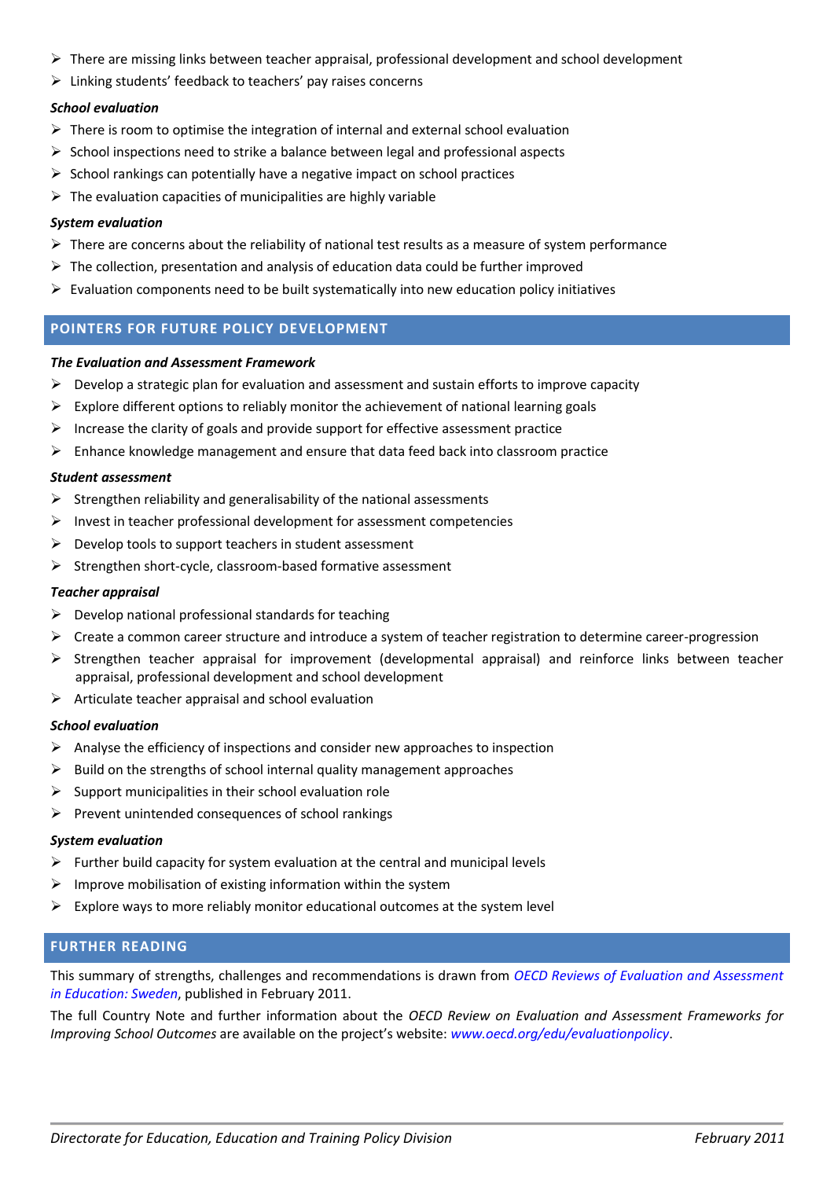- There are missing links between teacher appraisal, professional development and school development
- Linking students' feedback to teachers' pay raises concerns

***School evaluation***

- There is room to optimise the integration of internal and external school evaluation
- School inspections need to strike a balance between legal and professional aspects
- School rankings can potentially have a negative impact on school practices
- The evaluation capacities of municipalities are highly variable

***System evaluation***

- There are concerns about the reliability of national test results as a measure of system performance
- The collection, presentation and analysis of education data could be further improved
- Evaluation components need to be built systematically into new education policy initiatives

## POINTERS FOR FUTURE POLICY DEVELOPMENT

***The Evaluation and Assessment Framework***

- Develop a strategic plan for evaluation and assessment and sustain efforts to improve capacity
- Explore different options to reliably monitor the achievement of national learning goals
- Increase the clarity of goals and provide support for effective assessment practice
- Enhance knowledge management and ensure that data feed back into classroom practice

***Student assessment***

- Strengthen reliability and generalisability of the national assessments
- Invest in teacher professional development for assessment competencies
- Develop tools to support teachers in student assessment
- Strengthen short-cycle, classroom-based formative assessment

***Teacher appraisal***

- Develop national professional standards for teaching
- Create a common career structure and introduce a system of teacher registration to determine career-progression
- Strengthen teacher appraisal for improvement (developmental appraisal) and reinforce links between teacher appraisal, professional development and school development
- Articulate teacher appraisal and school evaluation

***School evaluation***

- Analyse the efficiency of inspections and consider new approaches to inspection
- Build on the strengths of school internal quality management approaches
- Support municipalities in their school evaluation role
- Prevent unintended consequences of school rankings

***System evaluation***

- Further build capacity for system evaluation at the central and municipal levels
- Improve mobilisation of existing information within the system
- Explore ways to more reliably monitor educational outcomes at the system level

## FURTHER READING

This summary of strengths, challenges and recommendations is drawn from *OECD Reviews of Evaluation and Assessment in Education: Sweden*, published in February 2011.

The full Country Note and further information about the *OECD Review on Evaluation and Assessment Frameworks for Improving School Outcomes* are available on the project's website: *www.oecd.org/edu/evaluationpolicy*.